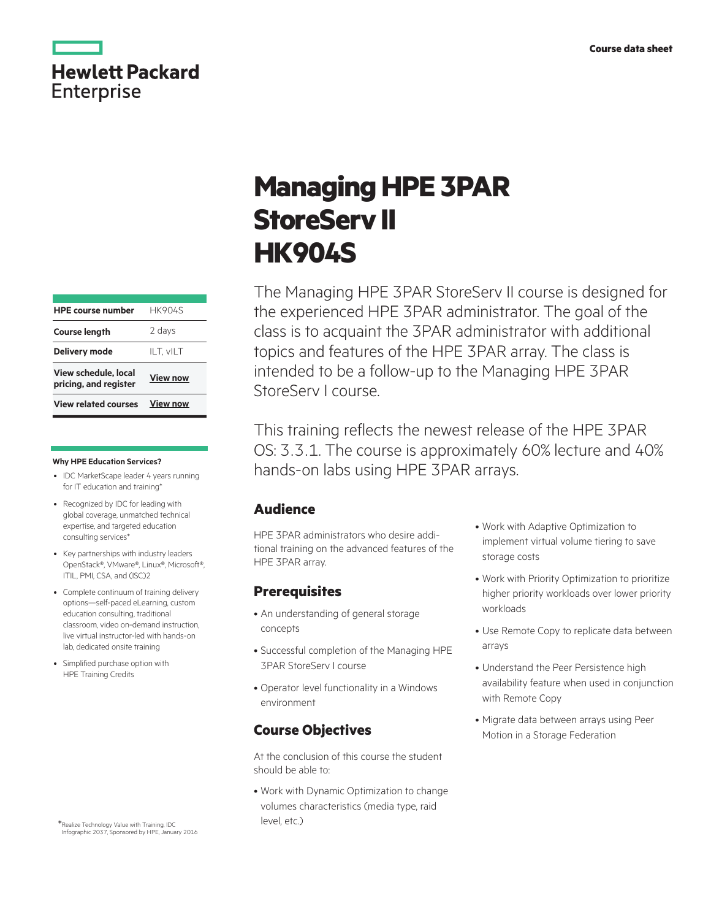Course data sheet

# Managing HPE 3PAR StoreServ II HK904S

| HPE course number | HK904S |
|---|---|
| Course length | 2 days |
| Delivery mode | ILT, vILT |
| View schedule, local pricing, and register | View now |
| View related courses | View now |

**Why HPE Education Services?**

- IDC MarketScape leader 4 years running for IT education and training*
- Recognized by IDC for leading with global coverage, unmatched technical expertise, and targeted education consulting services*
- Key partnerships with industry leaders OpenStack®, VMware®, Linux®, Microsoft®, ITIL, PMI, CSA, and (ISC)2
- Complete continuum of training delivery options—self-paced eLearning, custom education consulting, traditional classroom, video on-demand instruction, live virtual instructor-led with hands-on lab, dedicated onsite training
- Simplified purchase option with HPE Training Credits

*Realize Technology Value with Training, IDC Infographic 2037, Sponsored by HPE, January 2016

The Managing HPE 3PAR StoreServ II course is designed for the experienced HPE 3PAR administrator. The goal of the class is to acquaint the 3PAR administrator with additional topics and features of the HPE 3PAR array. The class is intended to be a follow-up to the Managing HPE 3PAR StoreServ I course.

This training reflects the newest release of the HPE 3PAR OS: 3.3.1. The course is approximately 60% lecture and 40% hands-on labs using HPE 3PAR arrays.

## Audience

HPE 3PAR administrators who desire additional training on the advanced features of the HPE 3PAR array.

## Prerequisites

- An understanding of general storage concepts
- Successful completion of the Managing HPE 3PAR StoreServ I course
- Operator level functionality in a Windows environment

## Course Objectives

At the conclusion of this course the student should be able to:

- Work with Dynamic Optimization to change volumes characteristics (media type, raid level, etc.)
- Work with Adaptive Optimization to implement virtual volume tiering to save storage costs
- Work with Priority Optimization to prioritize higher priority workloads over lower priority workloads
- Use Remote Copy to replicate data between arrays
- Understand the Peer Persistence high availability feature when used in conjunction with Remote Copy
- Migrate data between arrays using Peer Motion in a Storage Federation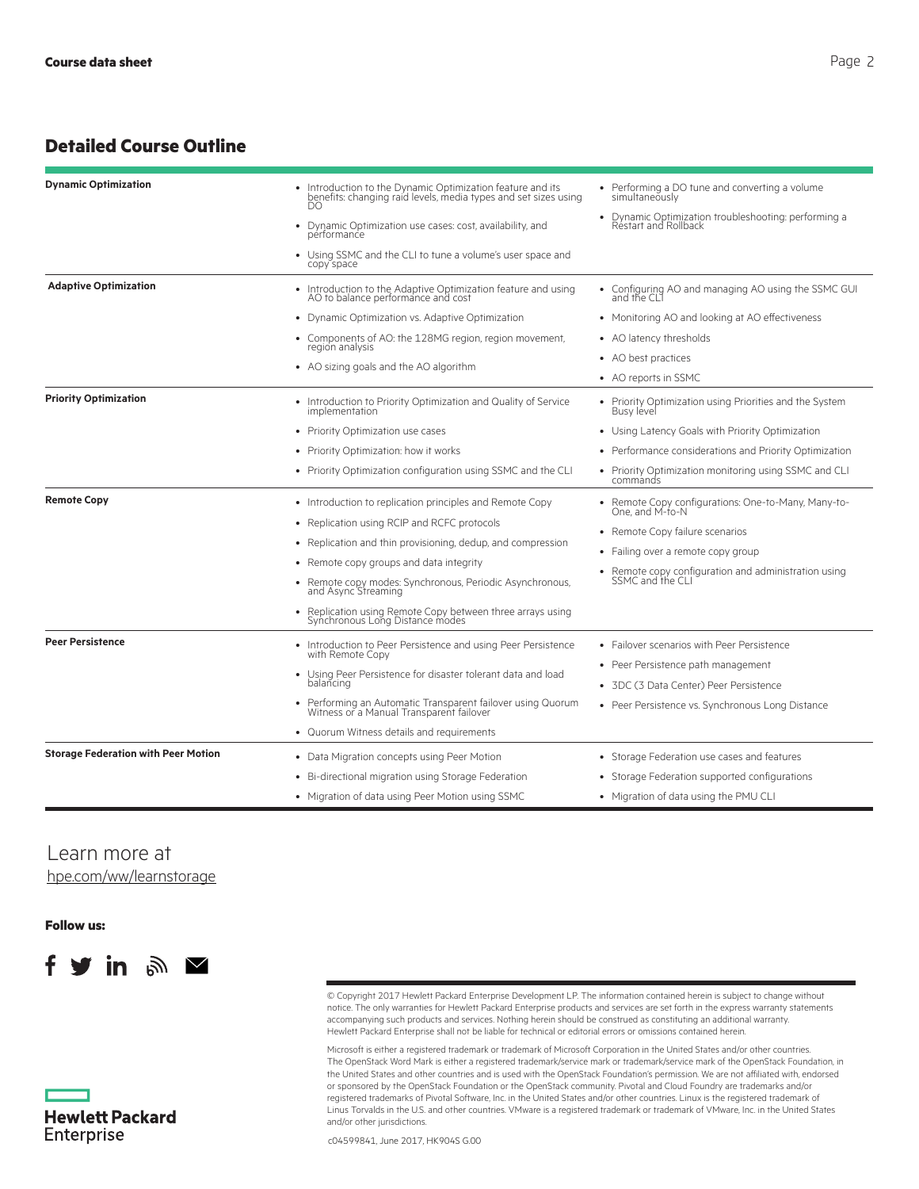## Detailed Course Outline

| | | |
|---|---|---|
| **Dynamic Optimization** | • Introduction to the Dynamic Optimization feature and its benefits: changing raid levels, media types and set sizes using DO<br>• Dynamic Optimization use cases: cost, availability, and performance<br>• Using SSMC and the CLI to tune a volume's user space and copy space | • Performing a DO tune and converting a volume simultaneously<br>• Dynamic Optimization troubleshooting: performing a Restart and Rollback |
| **Adaptive Optimization** | • Introduction to the Adaptive Optimization feature and using AO to balance performance and cost<br>• Dynamic Optimization vs. Adaptive Optimization<br>• Components of AO: the 128MG region, region movement, region analysis<br>• AO sizing goals and the AO algorithm | • Configuring AO and managing AO using the SSMC GUI and the CLI<br>• Monitoring AO and looking at AO effectiveness<br>• AO latency thresholds<br>• AO best practices<br>• AO reports in SSMC |
| **Priority Optimization** | • Introduction to Priority Optimization and Quality of Service implementation<br>• Priority Optimization use cases<br>• Priority Optimization: how it works<br>• Priority Optimization configuration using SSMC and the CLI | • Priority Optimization using Priorities and the System Busy level<br>• Using Latency Goals with Priority Optimization<br>• Performance considerations and Priority Optimization<br>• Priority Optimization monitoring using SSMC and CLI commands |
| **Remote Copy** | • Introduction to replication principles and Remote Copy<br>• Replication using RCIP and RCFC protocols<br>• Replication and thin provisioning, dedup, and compression<br>• Remote copy groups and data integrity<br>• Remote copy modes: Synchronous, Periodic Asynchronous, and Async Streaming<br>• Replication using Remote Copy between three arrays using Synchronous Long Distance modes | • Remote Copy configurations: One-to-Many, Many-to-One, and M-to-N<br>• Remote Copy failure scenarios<br>• Failing over a remote copy group<br>• Remote copy configuration and administration using SSMC and the CLI |
| **Peer Persistence** | • Introduction to Peer Persistence and using Peer Persistence with Remote Copy<br>• Using Peer Persistence for disaster tolerant data and load balancing<br>• Performing an Automatic Transparent failover using Quorum Witness or a Manual Transparent failover<br>• Quorum Witness details and requirements | • Failover scenarios with Peer Persistence<br>• Peer Persistence path management<br>• 3DC (3 Data Center) Peer Persistence<br>• Peer Persistence vs. Synchronous Long Distance |
| **Storage Federation with Peer Motion** | • Data Migration concepts using Peer Motion<br>• Bi-directional migration using Storage Federation<br>• Migration of data using Peer Motion using SSMC | • Storage Federation use cases and features<br>• Storage Federation supported configurations<br>• Migration of data using the PMU CLI |

Learn more at
hpe.com/ww/learnstorage

**Follow us:**

© Copyright 2017 Hewlett Packard Enterprise Development LP. The information contained herein is subject to change without notice. The only warranties for Hewlett Packard Enterprise products and services are set forth in the express warranty statements accompanying such products and services. Nothing herein should be construed as constituting an additional warranty. Hewlett Packard Enterprise shall not be liable for technical or editorial errors or omissions contained herein.

Microsoft is either a registered trademark or trademark of Microsoft Corporation in the United States and/or other countries. The OpenStack Word Mark is either a registered trademark/service mark or trademark/service mark of the OpenStack Foundation, in the United States and other countries and is used with the OpenStack Foundation's permission. We are not affiliated with, endorsed or sponsored by the OpenStack Foundation or the OpenStack community. Pivotal and Cloud Foundry are trademarks and/or registered trademarks of Pivotal Software, Inc. in the United States and/or other countries. Linux is the registered trademark of Linus Torvalds in the U.S. and other countries. VMware is a registered trademark or trademark of VMware, Inc. in the United States and/or other jurisdictions.

c04599841, June 2017, HK904S G.00

**Hewlett Packard**
Enterprise